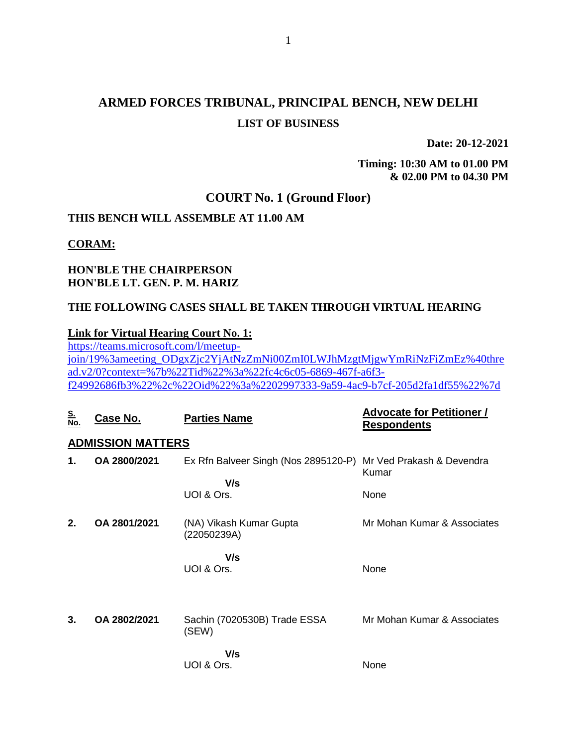# ARMED FORCES TRIBUNAL, PRINCIPAL BENCH, NEW DELHI

## LIST OF BUSINESS

**Date: 20-12-2021**

**Timing: 10:30 AM to 01.00 PM & 02.00 PM to 04.30 PM**

## COURT No. 1 (Ground Floor)

**THIS BENCH WILL ASSEMBLE AT 11.00 AM**

**CORAM:**

**HON'BLE THE CHAIRPERSON**
**HON'BLE LT. GEN. P. M. HARIZ**

**THE FOLLOWING CASES SHALL BE TAKEN THROUGH VIRTUAL HEARING**

**Link for Virtual Hearing Court No. 1:**
https://teams.microsoft.com/l/meetup-join/19%3ameeting_ODgxZjc2YjAtNzZmNi00ZmI0LWJhMzgtMjgwYmRiNzFiZmEz%40thread.v2/0?context=%7b%22Tid%22%3a%22fc4c6c05-6869-467f-a6f3-f24992686fb3%22%2c%22Oid%22%3a%2202997333-9a59-4ac9-b7cf-205d2fa1df55%22%7d

| S. No. | Case No. | Parties Name | Advocate for Petitioner / Respondents |
|---|---|---|---|
| **ADMISSION MATTERS** | | | |
| **1.** | **OA 2800/2021** | Ex Rfn Balveer Singh (Nos 2895120-P) | Mr Ved Prakash & Devendra Kumar |
| | | **V/s** | |
| | | UOI & Ors. | None |
| **2.** | **OA 2801/2021** | (NA) Vikash Kumar Gupta (22050239A) | Mr Mohan Kumar & Associates |
| | | **V/s** | |
| | | UOI & Ors. | None |
| **3.** | **OA 2802/2021** | Sachin (7020530B) Trade ESSA (SEW) | Mr Mohan Kumar & Associates |
| | | **V/s** | |
| | | UOI & Ors. | None |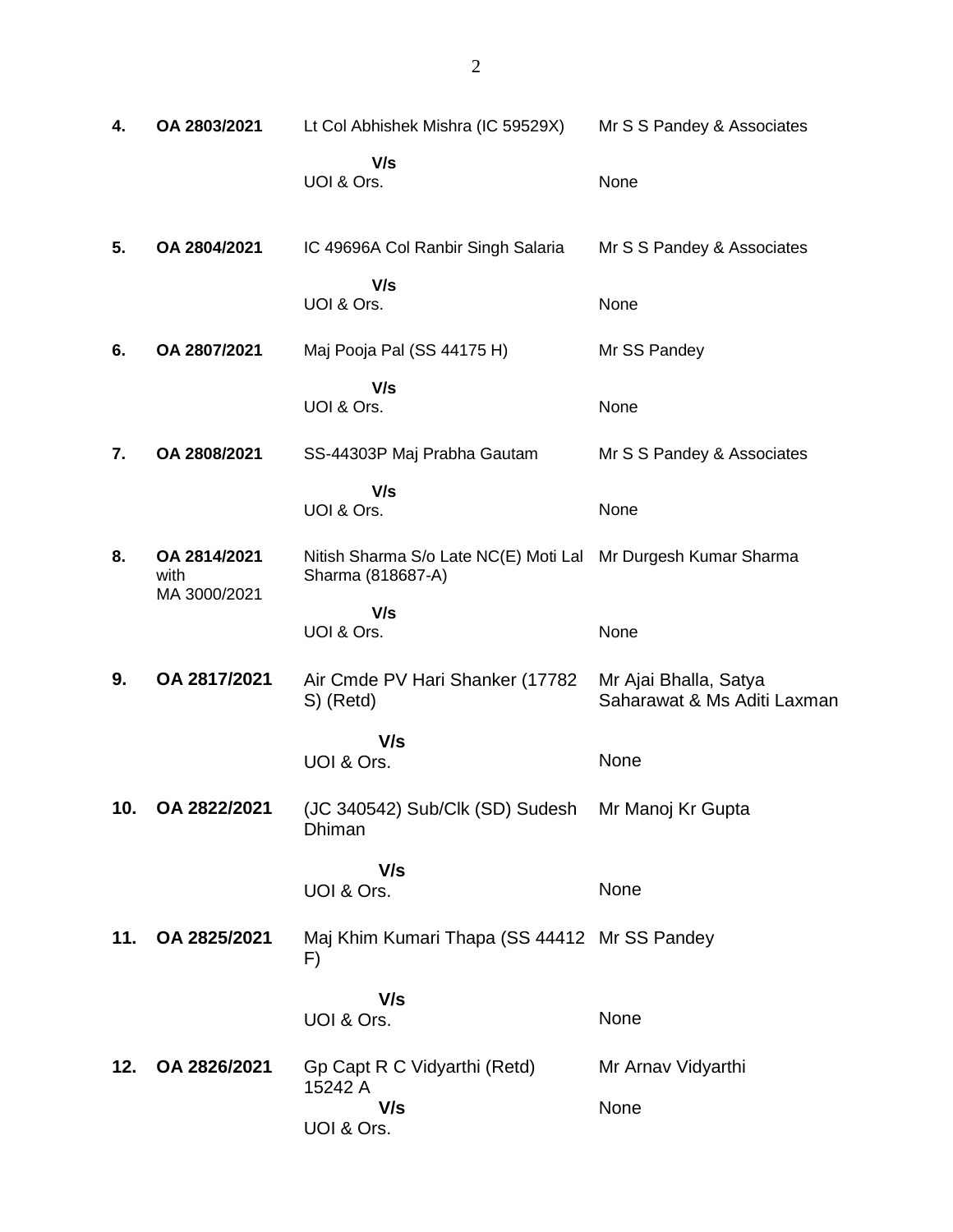| | | | |
|---|---|---|---|
| **4.** | **OA 2803/2021** | Lt Col Abhishek Mishra (IC 59529X)<br>**V/s**<br>UOI & Ors. | Mr S S Pandey & Associates<br><br>None |
| **5.** | **OA 2804/2021** | IC 49696A Col Ranbir Singh Salaria<br>**V/s**<br>UOI & Ors. | Mr S S Pandey & Associates<br><br>None |
| **6.** | **OA 2807/2021** | Maj Pooja Pal (SS 44175 H)<br>**V/s**<br>UOI & Ors. | Mr SS Pandey<br><br>None |
| **7.** | **OA 2808/2021** | SS-44303P Maj Prabha Gautam<br>**V/s**<br>UOI & Ors. | Mr S S Pandey & Associates<br><br>None |
| **8.** | **OA 2814/2021** with MA 3000/2021 | Nitish Sharma S/o Late NC(E) Moti Lal Sharma (818687-A)<br>**V/s**<br>UOI & Ors. | Mr Durgesh Kumar Sharma<br><br>None |
| **9.** | **OA 2817/2021** | Air Cmde PV Hari Shanker (17782 S) (Retd)<br>**V/s**<br>UOI & Ors. | Mr Ajai Bhalla, Satya Saharawat & Ms Aditi Laxman<br><br>None |
| **10.** | **OA 2822/2021** | (JC 340542) Sub/Clk (SD) Sudesh Dhiman<br>**V/s**<br>UOI & Ors. | Mr Manoj Kr Gupta<br><br>None |
| **11.** | **OA 2825/2021** | Maj Khim Kumari Thapa (SS 44412 F)<br>**V/s**<br>UOI & Ors. | Mr SS Pandey<br><br>None |
| **12.** | **OA 2826/2021** | Gp Capt R C Vidyarthi (Retd) 15242 A<br>**V/s**<br>UOI & Ors. | Mr Arnav Vidyarthi<br><br>None |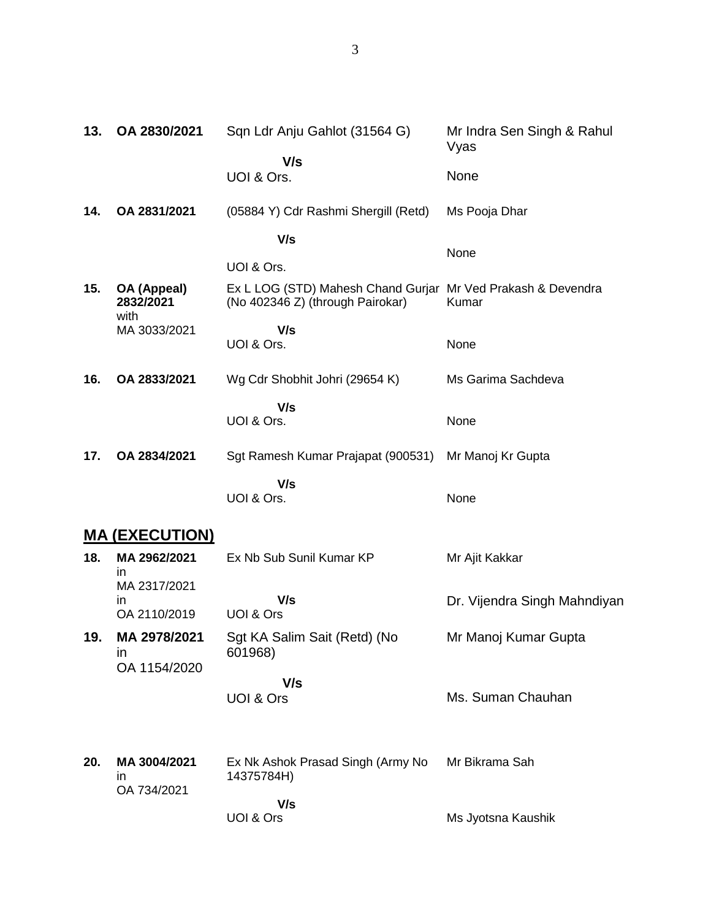| | | | |
|---|---|---|---|
| **13.** | **OA 2830/2021** | Sqn Ldr Anju Gahlot (31564 G)<br><br>**V/s**<br>UOI & Ors. | Mr Indra Sen Singh & Rahul Vyas<br><br>None |
| **14.** | **OA 2831/2021** | (05884 Y) Cdr Rashmi Shergill (Retd)<br><br>**V/s**<br>UOI & Ors. | Ms Pooja Dhar<br><br>None |
| **15.** | **OA (Appeal) 2832/2021** with MA 3033/2021 | Ex L LOG (STD) Mahesh Chand Gurjar (No 402346 Z) (through Pairokar)<br><br>**V/s**<br>UOI & Ors. | Mr Ved Prakash & Devendra Kumar<br><br>None |
| **16.** | **OA 2833/2021** | Wg Cdr Shobhit Johri (29654 K)<br><br>**V/s**<br>UOI & Ors. | Ms Garima Sachdeva<br><br>None |
| **17.** | **OA 2834/2021** | Sgt Ramesh Kumar Prajapat (900531)<br><br>**V/s**<br>UOI & Ors. | Mr Manoj Kr Gupta<br><br>None |

## MA (EXECUTION)

| | | | |
|---|---|---|---|
| **18.** | **MA 2962/2021** in MA 2317/2021 in OA 2110/2019 | Ex Nb Sub Sunil Kumar KP<br><br>**V/s**<br>UOI & Ors | Mr Ajit Kakkar<br><br>Dr. Vijendra Singh Mahndiyan |
| **19.** | **MA 2978/2021** in OA 1154/2020 | Sgt KA Salim Sait (Retd) (No 601968)<br><br>**V/s**<br>UOI & Ors | Mr Manoj Kumar Gupta<br><br>Ms. Suman Chauhan |
| **20.** | **MA 3004/2021** in OA 734/2021 | Ex Nk Ashok Prasad Singh (Army No 14375784H)<br><br>**V/s**<br>UOI & Ors | Mr Bikrama Sah<br><br>Ms Jyotsna Kaushik |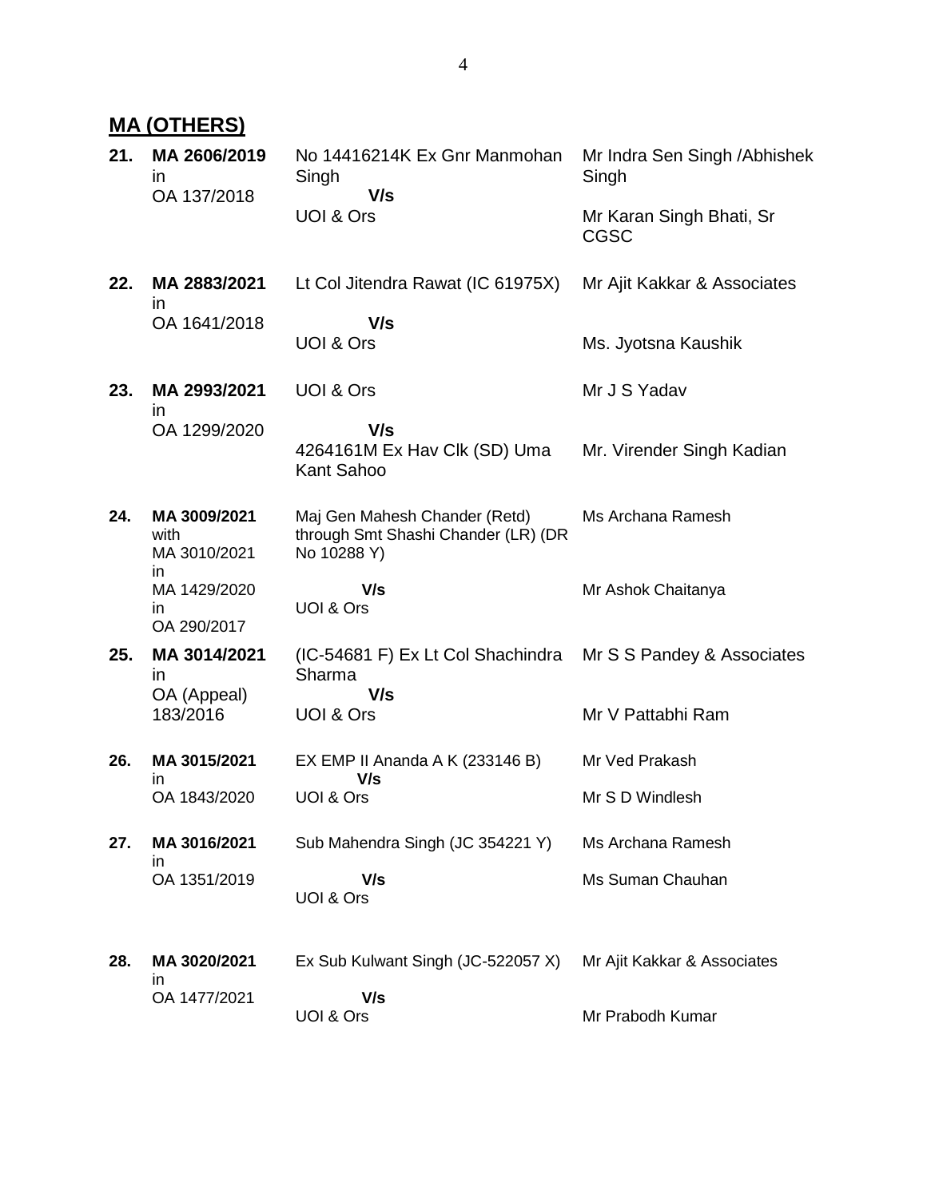## MA (OTHERS)

| | | | |
|---|---|---|---|
| **21.** | **MA 2606/2019** in OA 137/2018 | No 14416214K Ex Gnr Manmohan Singh **V/s** UOI & Ors | Mr Indra Sen Singh /Abhishek Singh<br><br>Mr Karan Singh Bhati, Sr CGSC |
| **22.** | **MA 2883/2021** in OA 1641/2018 | Lt Col Jitendra Rawat (IC 61975X) **V/s** UOI & Ors | Mr Ajit Kakkar & Associates<br><br>Ms. Jyotsna Kaushik |
| **23.** | **MA 2993/2021** in OA 1299/2020 | UOI & Ors **V/s** 4264161M Ex Hav Clk (SD) Uma Kant Sahoo | Mr J S Yadav<br><br>Mr. Virender Singh Kadian |
| **24.** | **MA 3009/2021** with MA 3010/2021 in MA 1429/2020 in OA 290/2017 | Maj Gen Mahesh Chander (Retd) through Smt Shashi Chander (LR) (DR No 10288 Y) **V/s** UOI & Ors | Ms Archana Ramesh<br><br>Mr Ashok Chaitanya |
| **25.** | **MA 3014/2021** in OA (Appeal) 183/2016 | (IC-54681 F) Ex Lt Col Shachindra Sharma **V/s** UOI & Ors | Mr S S Pandey & Associates<br><br>Mr V Pattabhi Ram |
| **26.** | **MA 3015/2021** in OA 1843/2020 | EX EMP II Ananda A K (233146 B) **V/s** UOI & Ors | Mr Ved Prakash<br><br>Mr S D Windlesh |
| **27.** | **MA 3016/2021** in OA 1351/2019 | Sub Mahendra Singh (JC 354221 Y) **V/s** UOI & Ors | Ms Archana Ramesh<br><br>Ms Suman Chauhan |
| **28.** | **MA 3020/2021** in OA 1477/2021 | Ex Sub Kulwant Singh (JC-522057 X) **V/s** UOI & Ors | Mr Ajit Kakkar & Associates<br><br>Mr Prabodh Kumar |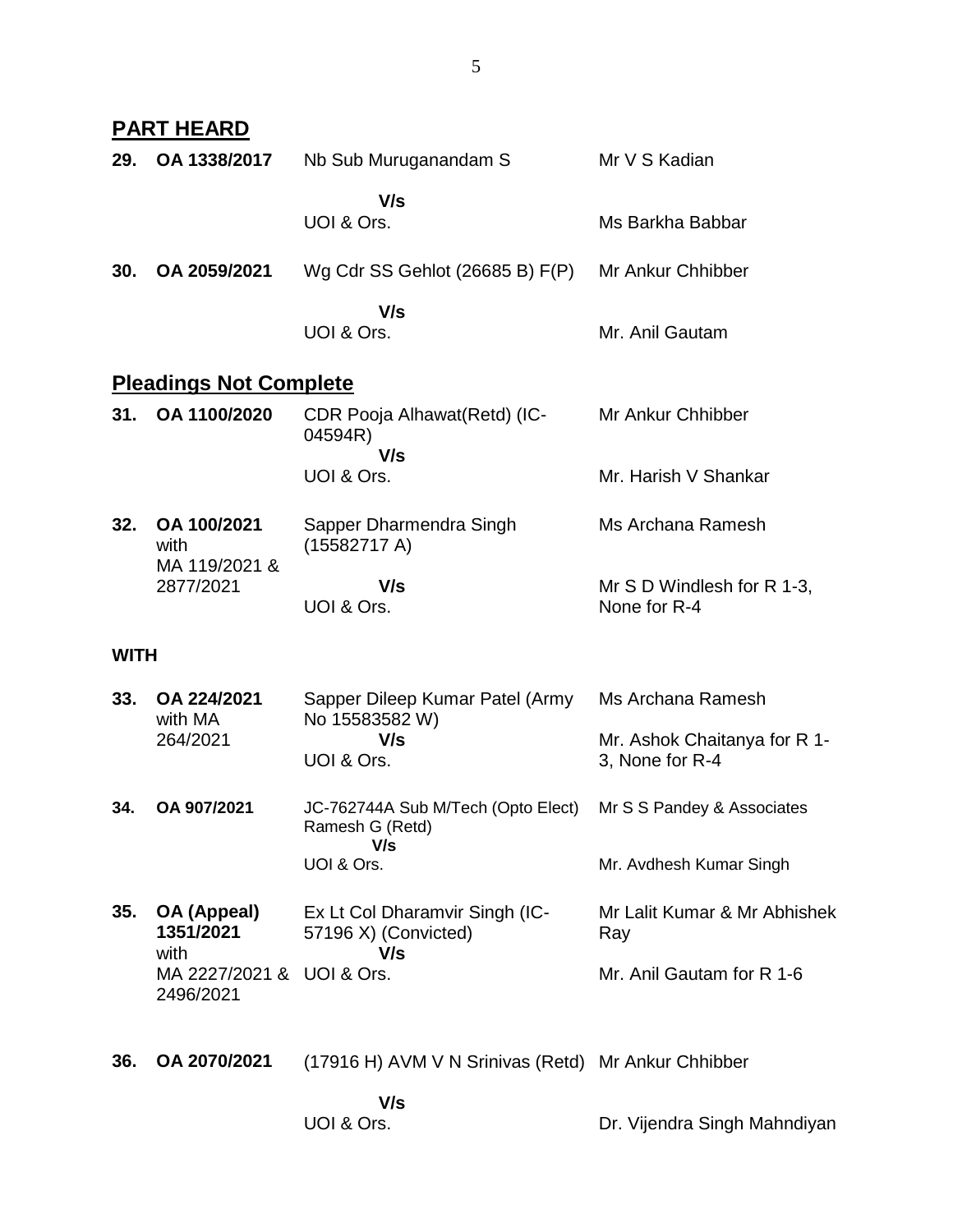## PART HEARD

| | | | |
|---|---|---|---|
| **29.** | **OA 1338/2017** | Nb Sub Muruganandam S<br>**V/s**<br>UOI & Ors. | Mr V S Kadian<br><br>Ms Barkha Babbar |
| **30.** | **OA 2059/2021** | Wg Cdr SS Gehlot (26685 B) F(P)<br>**V/s**<br>UOI & Ors. | Mr Ankur Chhibber<br><br>Mr. Anil Gautam |

## Pleadings Not Complete

| | | | |
|---|---|---|---|
| **31.** | **OA 1100/2020** | CDR Pooja Alhawat(Retd) (IC-04594R)<br>**V/s**<br>UOI & Ors. | Mr Ankur Chhibber<br><br>Mr. Harish V Shankar |
| **32.** | **OA 100/2021** with MA 119/2021 & 2877/2021 | Sapper Dharmendra Singh (15582717 A)<br>**V/s**<br>UOI & Ors. | Ms Archana Ramesh<br><br>Mr S D Windlesh for R 1-3, None for R-4 |

**WITH**

| | | | |
|---|---|---|---|
| **33.** | **OA 224/2021** with MA 264/2021 | Sapper Dileep Kumar Patel (Army No 15583582 W)<br>**V/s**<br>UOI & Ors. | Ms Archana Ramesh<br><br>Mr. Ashok Chaitanya for R 1-3, None for R-4 |
| **34.** | **OA 907/2021** | JC-762744A Sub M/Tech (Opto Elect) Ramesh G (Retd)<br>**V/s**<br>UOI & Ors. | Mr S S Pandey & Associates<br><br>Mr. Avdhesh Kumar Singh |
| **35.** | **OA (Appeal) 1351/2021** with MA 2227/2021 & 2496/2021 | Ex Lt Col Dharamvir Singh (IC-57196 X) (Convicted)<br>**V/s**<br>UOI & Ors. | Mr Lalit Kumar & Mr Abhishek Ray<br><br>Mr. Anil Gautam for R 1-6 |
| **36.** | **OA 2070/2021** | (17916 H) AVM V N Srinivas (Retd)<br>**V/s**<br>UOI & Ors. | Mr Ankur Chhibber<br><br>Dr. Vijendra Singh Mahndiyan |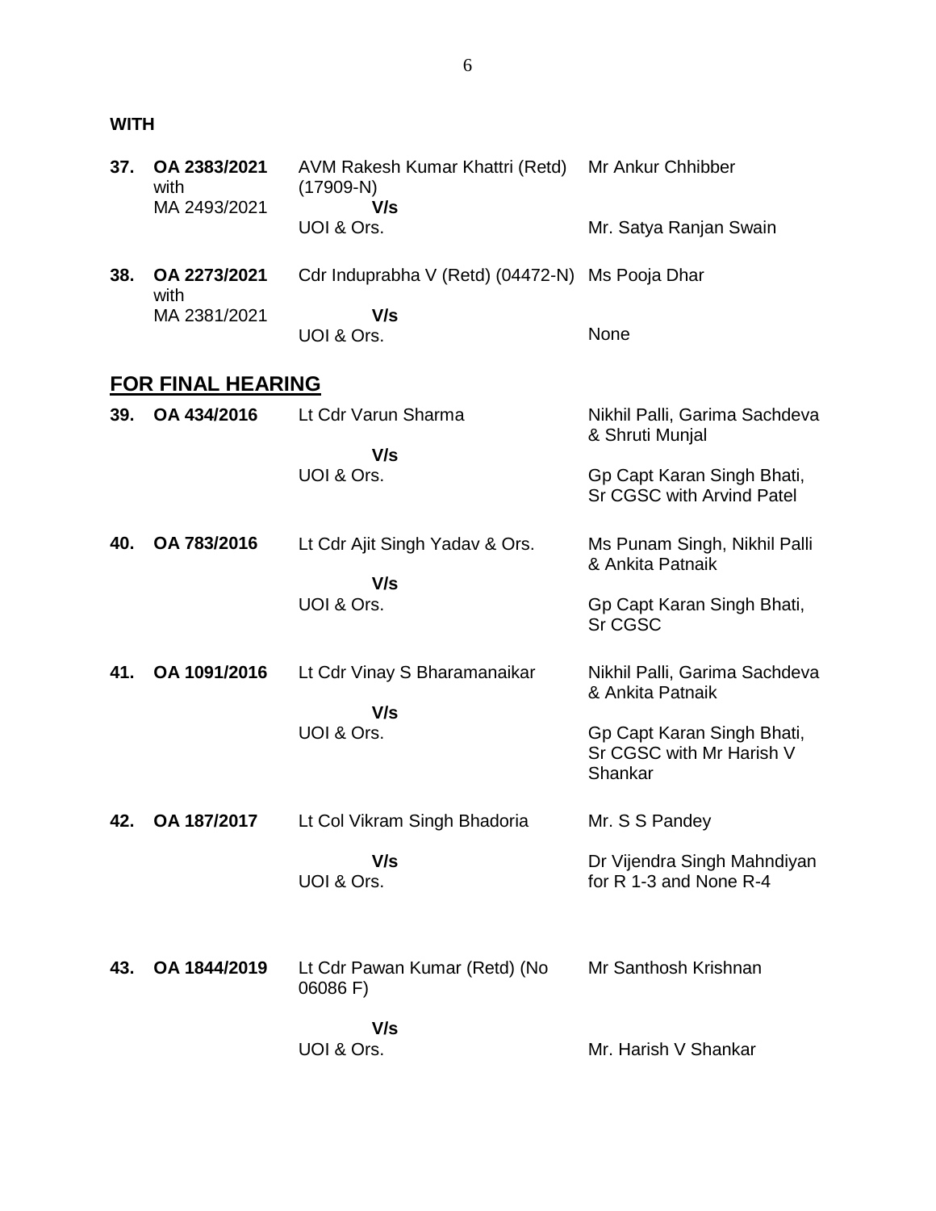**WITH**

| | | | |
|---|---|---|---|
| **37.** | **OA 2383/2021** with MA 2493/2021 | AVM Rakesh Kumar Khattri (Retd) (17909-N) **V/s** UOI & Ors. | Mr Ankur Chhibber<br>Mr. Satya Ranjan Swain |
| **38.** | **OA 2273/2021** with MA 2381/2021 | Cdr Induprabha V (Retd) (04472-N) **V/s** UOI & Ors. | Ms Pooja Dhar<br>None |

## FOR FINAL HEARING

| | | | |
|---|---|---|---|
| **39.** | **OA 434/2016** | Lt Cdr Varun Sharma **V/s** UOI & Ors. | Nikhil Palli, Garima Sachdeva & Shruti Munjal<br>Gp Capt Karan Singh Bhati, Sr CGSC with Arvind Patel |
| **40.** | **OA 783/2016** | Lt Cdr Ajit Singh Yadav & Ors. **V/s** UOI & Ors. | Ms Punam Singh, Nikhil Palli & Ankita Patnaik<br>Gp Capt Karan Singh Bhati, Sr CGSC |
| **41.** | **OA 1091/2016** | Lt Cdr Vinay S Bharamanaikar **V/s** UOI & Ors. | Nikhil Palli, Garima Sachdeva & Ankita Patnaik<br>Gp Capt Karan Singh Bhati, Sr CGSC with Mr Harish V Shankar |
| **42.** | **OA 187/2017** | Lt Col Vikram Singh Bhadoria **V/s** UOI & Ors. | Mr. S S Pandey<br>Dr Vijendra Singh Mahndiyan for R 1-3 and None R-4 |
| **43.** | **OA 1844/2019** | Lt Cdr Pawan Kumar (Retd) (No 06086 F) **V/s** UOI & Ors. | Mr Santhosh Krishnan<br>Mr. Harish V Shankar |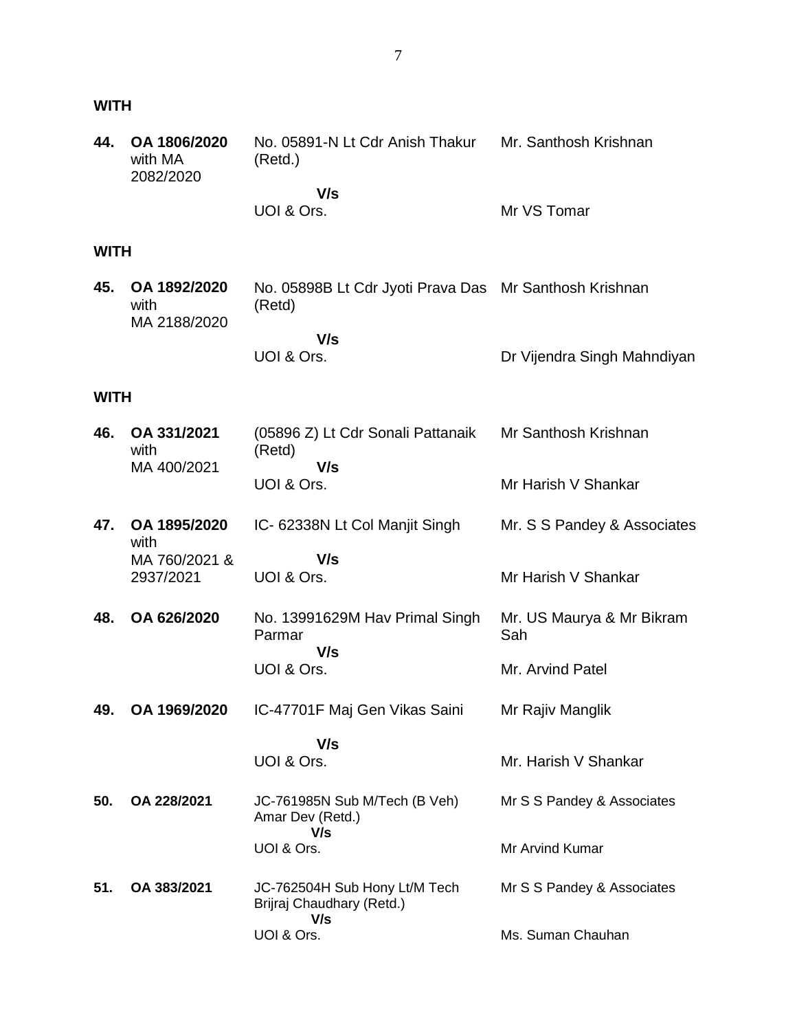**WITH**

| | | | |
|---|---|---|---|
| **44.** | **OA 1806/2020** with MA 2082/2020 | No. 05891-N Lt Cdr Anish Thakur (Retd.) | Mr. Santhosh Krishnan |
| | | **V/s** | |
| | | UOI & Ors. | Mr VS Tomar |

**WITH**

| | | | |
|---|---|---|---|
| **45.** | **OA 1892/2020** with MA 2188/2020 | No. 05898B Lt Cdr Jyoti Prava Das (Retd) | Mr Santhosh Krishnan |
| | | **V/s** | |
| | | UOI & Ors. | Dr Vijendra Singh Mahndiyan |

**WITH**

| | | | |
|---|---|---|---|
| **46.** | **OA 331/2021** with MA 400/2021 | (05896 Z) Lt Cdr Sonali Pattanaik (Retd) | Mr Santhosh Krishnan |
| | | **V/s** | |
| | | UOI & Ors. | Mr Harish V Shankar |
| **47.** | **OA 1895/2020** with MA 760/2021 & 2937/2021 | IC- 62338N Lt Col Manjit Singh | Mr. S S Pandey & Associates |
| | | **V/s** | |
| | | UOI & Ors. | Mr Harish V Shankar |
| **48.** | **OA 626/2020** | No. 13991629M Hav Primal Singh Parmar | Mr. US Maurya & Mr Bikram Sah |
| | | **V/s** | |
| | | UOI & Ors. | Mr. Arvind Patel |
| **49.** | **OA 1969/2020** | IC-47701F Maj Gen Vikas Saini | Mr Rajiv Manglik |
| | | **V/s** | |
| | | UOI & Ors. | Mr. Harish V Shankar |
| **50.** | **OA 228/2021** | JC-761985N Sub M/Tech (B Veh) Amar Dev (Retd.) | Mr S S Pandey & Associates |
| | | **V/s** | |
| | | UOI & Ors. | Mr Arvind Kumar |
| **51.** | **OA 383/2021** | JC-762504H Sub Hony Lt/M Tech Brijraj Chaudhary (Retd.) | Mr S S Pandey & Associates |
| | | **V/s** | |
| | | UOI & Ors. | Ms. Suman Chauhan |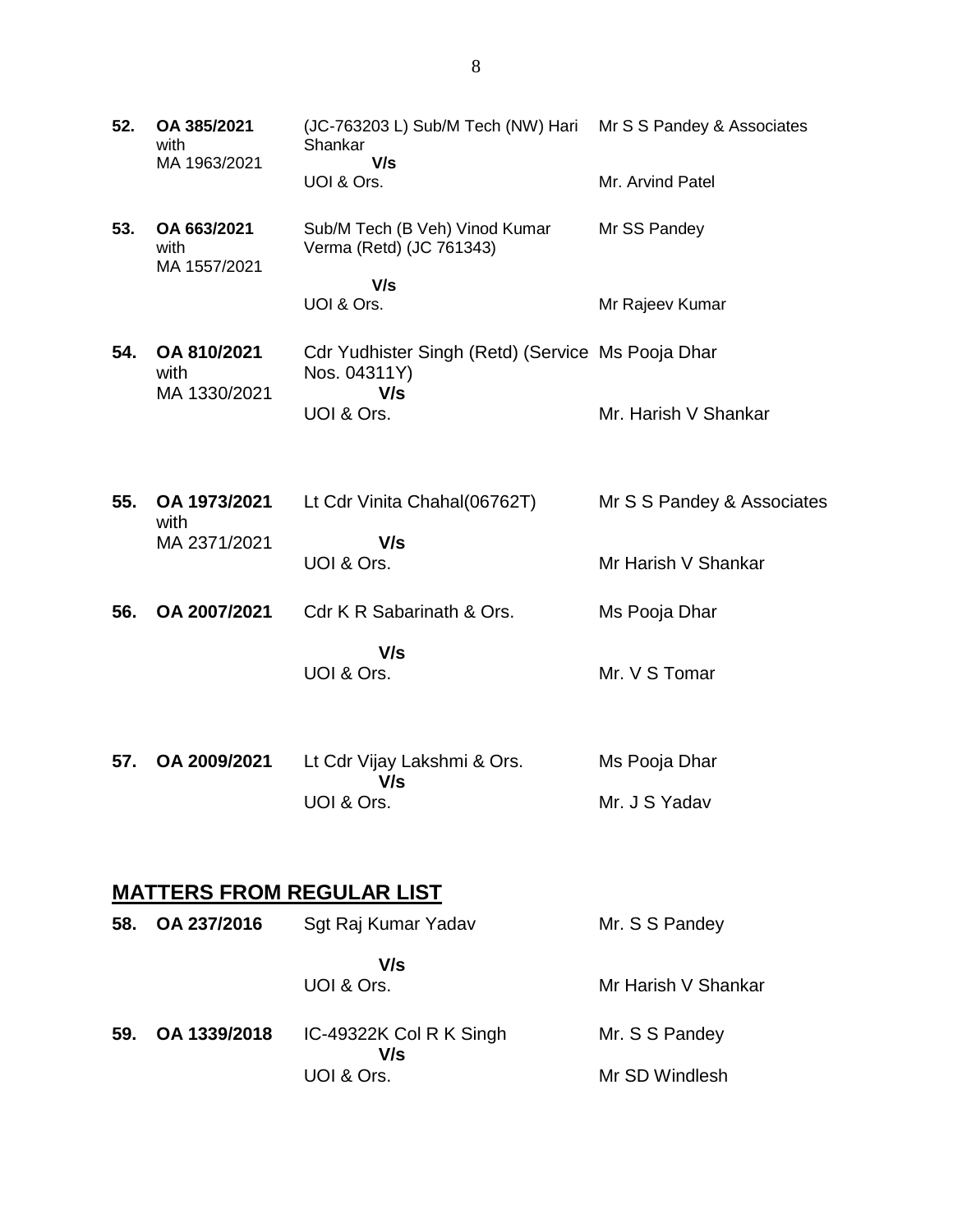| | | | |
|---|---|---|---|
| **52.** | **OA 385/2021** with MA 1963/2021 | (JC-763203 L) Sub/M Tech (NW) Hari Shankar **V/s** UOI & Ors. | Mr S S Pandey & Associates<br><br>Mr. Arvind Patel |
| **53.** | **OA 663/2021** with MA 1557/2021 | Sub/M Tech (B Veh) Vinod Kumar Verma (Retd) (JC 761343)<br><br>**V/s** UOI & Ors. | Mr SS Pandey<br><br>Mr Rajeev Kumar |
| **54.** | **OA 810/2021** with MA 1330/2021 | Cdr Yudhister Singh (Retd) (Service Nos. 04311Y) **V/s** UOI & Ors. | Ms Pooja Dhar<br><br>Mr. Harish V Shankar |
| **55.** | **OA 1973/2021** with MA 2371/2021 | Lt Cdr Vinita Chahal(06762T)<br><br>**V/s** UOI & Ors. | Mr S S Pandey & Associates<br><br>Mr Harish V Shankar |
| **56.** | **OA 2007/2021** | Cdr K R Sabarinath & Ors.<br><br>**V/s** UOI & Ors. | Ms Pooja Dhar<br><br>Mr. V S Tomar |
| **57.** | **OA 2009/2021** | Lt Cdr Vijay Lakshmi & Ors. **V/s** UOI & Ors. | Ms Pooja Dhar<br><br>Mr. J S Yadav |

## MATTERS FROM REGULAR LIST

| | | | |
|---|---|---|---|
| **58.** | **OA 237/2016** | Sgt Raj Kumar Yadav<br><br>**V/s** UOI & Ors. | Mr. S S Pandey<br><br>Mr Harish V Shankar |
| **59.** | **OA 1339/2018** | IC-49322K Col R K Singh **V/s** UOI & Ors. | Mr. S S Pandey<br><br>Mr SD Windlesh |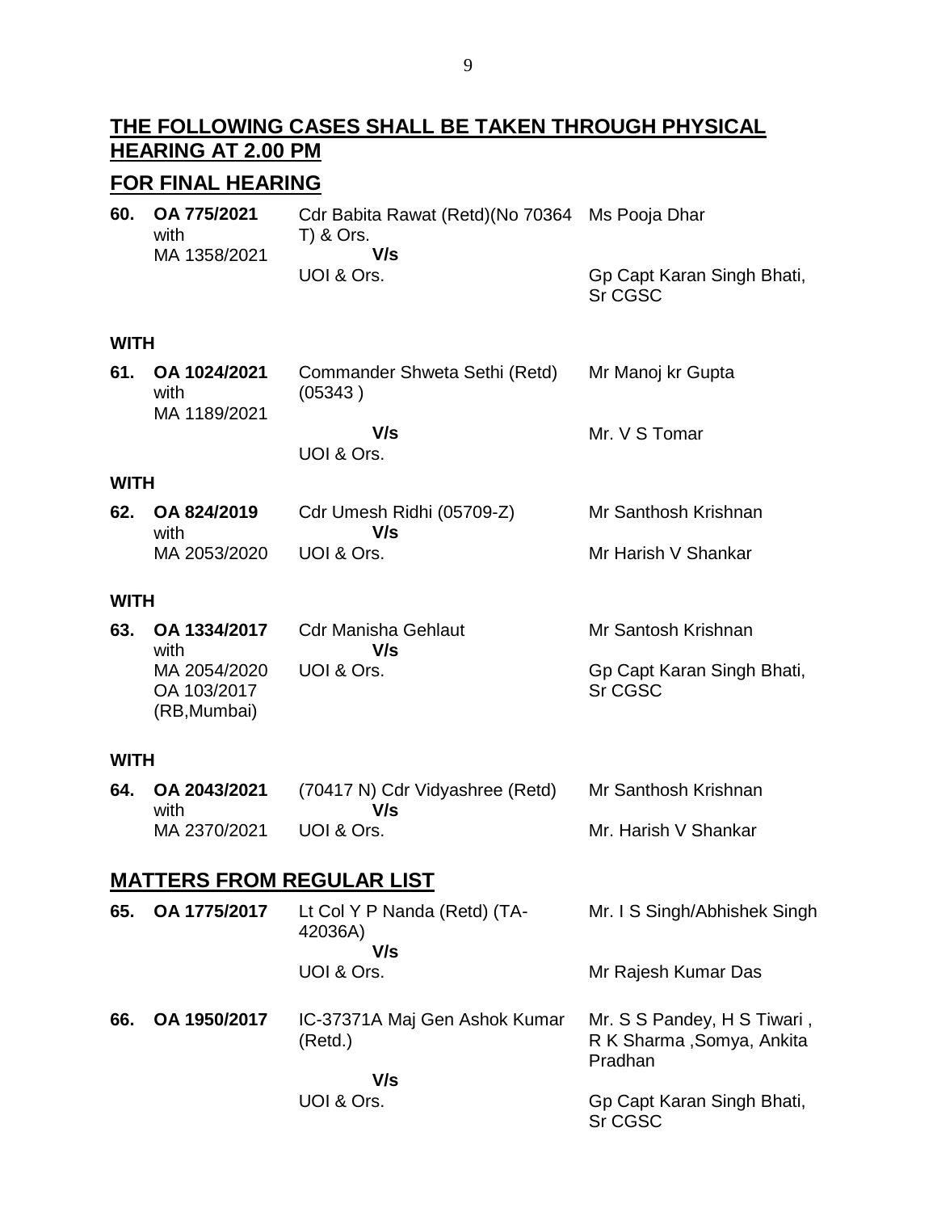## THE FOLLOWING CASES SHALL BE TAKEN THROUGH PHYSICAL HEARING AT 2.00 PM

## FOR FINAL HEARING

| | | | |
|---|---|---|---|
| **60.** | **OA 775/2021** with MA 1358/2021 | Cdr Babita Rawat (Retd)(No 70364 T) & Ors. **V/s** UOI & Ors. | Ms Pooja Dhar<br><br>Gp Capt Karan Singh Bhati, Sr CGSC |

**WITH**

| | | | |
|---|---|---|---|
| **61.** | **OA 1024/2021** with MA 1189/2021 | Commander Shweta Sethi (Retd) (05343 ) **V/s** UOI & Ors. | Mr Manoj kr Gupta<br><br>Mr. V S Tomar |

**WITH**

| | | | |
|---|---|---|---|
| **62.** | **OA 824/2019** with MA 2053/2020 | Cdr Umesh Ridhi (05709-Z) **V/s** UOI & Ors. | Mr Santhosh Krishnan<br><br>Mr Harish V Shankar |

**WITH**

| | | | |
|---|---|---|---|
| **63.** | **OA 1334/2017** with MA 2054/2020 OA 103/2017 (RB,Mumbai) | Cdr Manisha Gehlaut **V/s** UOI & Ors. | Mr Santosh Krishnan<br><br>Gp Capt Karan Singh Bhati, Sr CGSC |

**WITH**

| | | | |
|---|---|---|---|
| **64.** | **OA 2043/2021** with MA 2370/2021 | (70417 N) Cdr Vidyashree (Retd) **V/s** UOI & Ors. | Mr Santhosh Krishnan<br><br>Mr. Harish V Shankar |

## MATTERS FROM REGULAR LIST

| | | | |
|---|---|---|---|
| **65.** | **OA 1775/2017** | Lt Col Y P Nanda (Retd) (TA-42036A) **V/s** UOI & Ors. | Mr. I S Singh/Abhishek Singh<br><br>Mr Rajesh Kumar Das |
| **66.** | **OA 1950/2017** | IC-37371A Maj Gen Ashok Kumar (Retd.) **V/s** UOI & Ors. | Mr. S S Pandey, H S Tiwari , R K Sharma ,Somya, Ankita Pradhan<br><br>Gp Capt Karan Singh Bhati, Sr CGSC |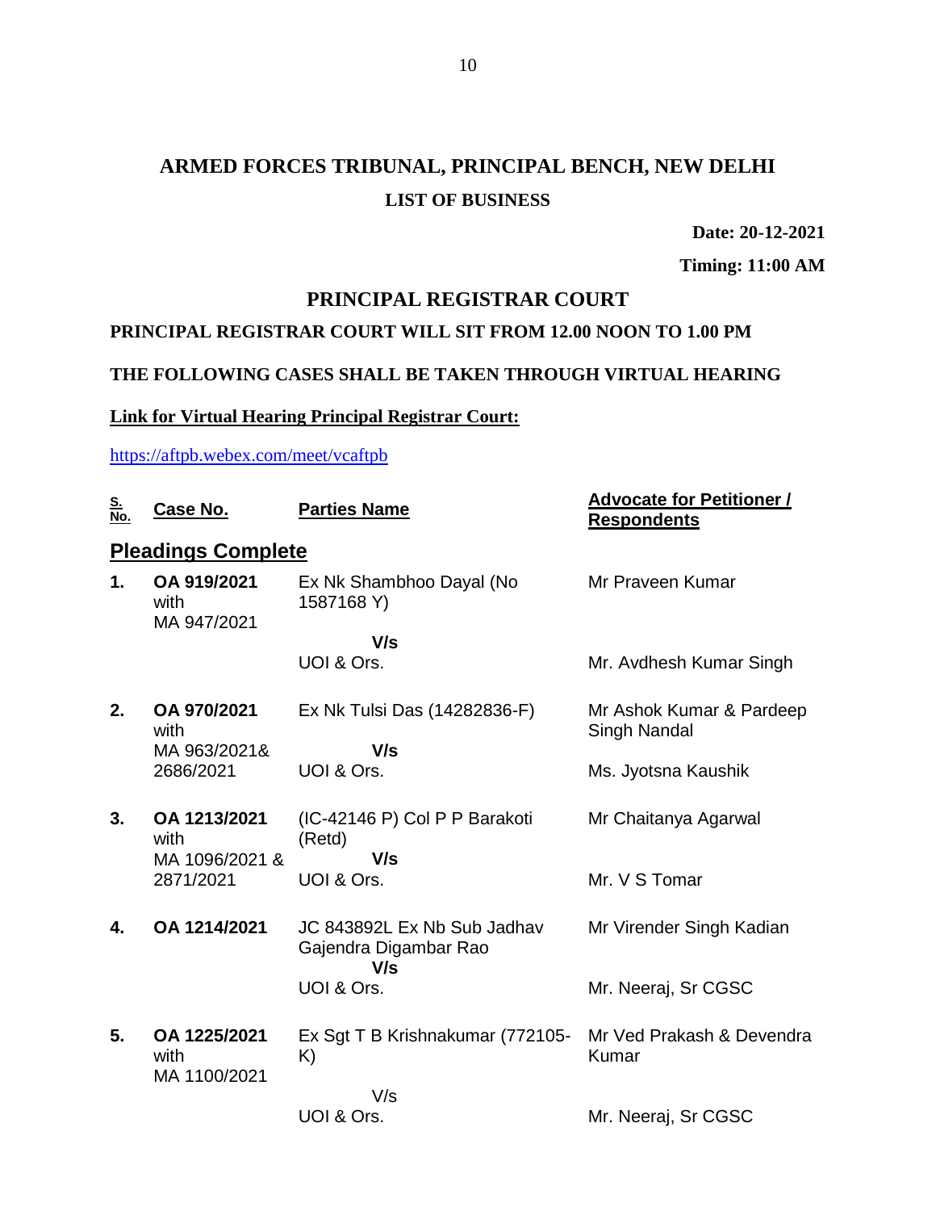# ARMED FORCES TRIBUNAL, PRINCIPAL BENCH, NEW DELHI

## LIST OF BUSINESS

**Date: 20-12-2021**

**Timing: 11:00 AM**

## PRINCIPAL REGISTRAR COURT

**PRINCIPAL REGISTRAR COURT WILL SIT FROM 12.00 NOON TO 1.00 PM**

**THE FOLLOWING CASES SHALL BE TAKEN THROUGH VIRTUAL HEARING**

**Link for Virtual Hearing Principal Registrar Court:**

https://aftpb.webex.com/meet/vcaftpb

| S. No. | Case No. | Parties Name | Advocate for Petitioner / Respondents |
|---|---|---|---|
| **Pleadings Complete** | | | |
| 1. | **OA 919/2021** with MA 947/2021 | Ex Nk Shambhoo Dayal (No 1587168 Y) **V/s** UOI & Ors. | Mr Praveen Kumar<br>Mr. Avdhesh Kumar Singh |
| 2. | **OA 970/2021** with MA 963/2021& 2686/2021 | Ex Nk Tulsi Das (14282836-F) **V/s** UOI & Ors. | Mr Ashok Kumar & Pardeep Singh Nandal<br>Ms. Jyotsna Kaushik |
| 3. | **OA 1213/2021** with MA 1096/2021 & 2871/2021 | (IC-42146 P) Col P P Barakoti (Retd) **V/s** UOI & Ors. | Mr Chaitanya Agarwal<br>Mr. V S Tomar |
| 4. | **OA 1214/2021** | JC 843892L Ex Nb Sub Jadhav Gajendra Digambar Rao **V/s** UOI & Ors. | Mr Virender Singh Kadian<br>Mr. Neeraj, Sr CGSC |
| 5. | **OA 1225/2021** with MA 1100/2021 | Ex Sgt T B Krishnakumar (772105-K) V/s UOI & Ors. | Mr Ved Prakash & Devendra Kumar<br>Mr. Neeraj, Sr CGSC |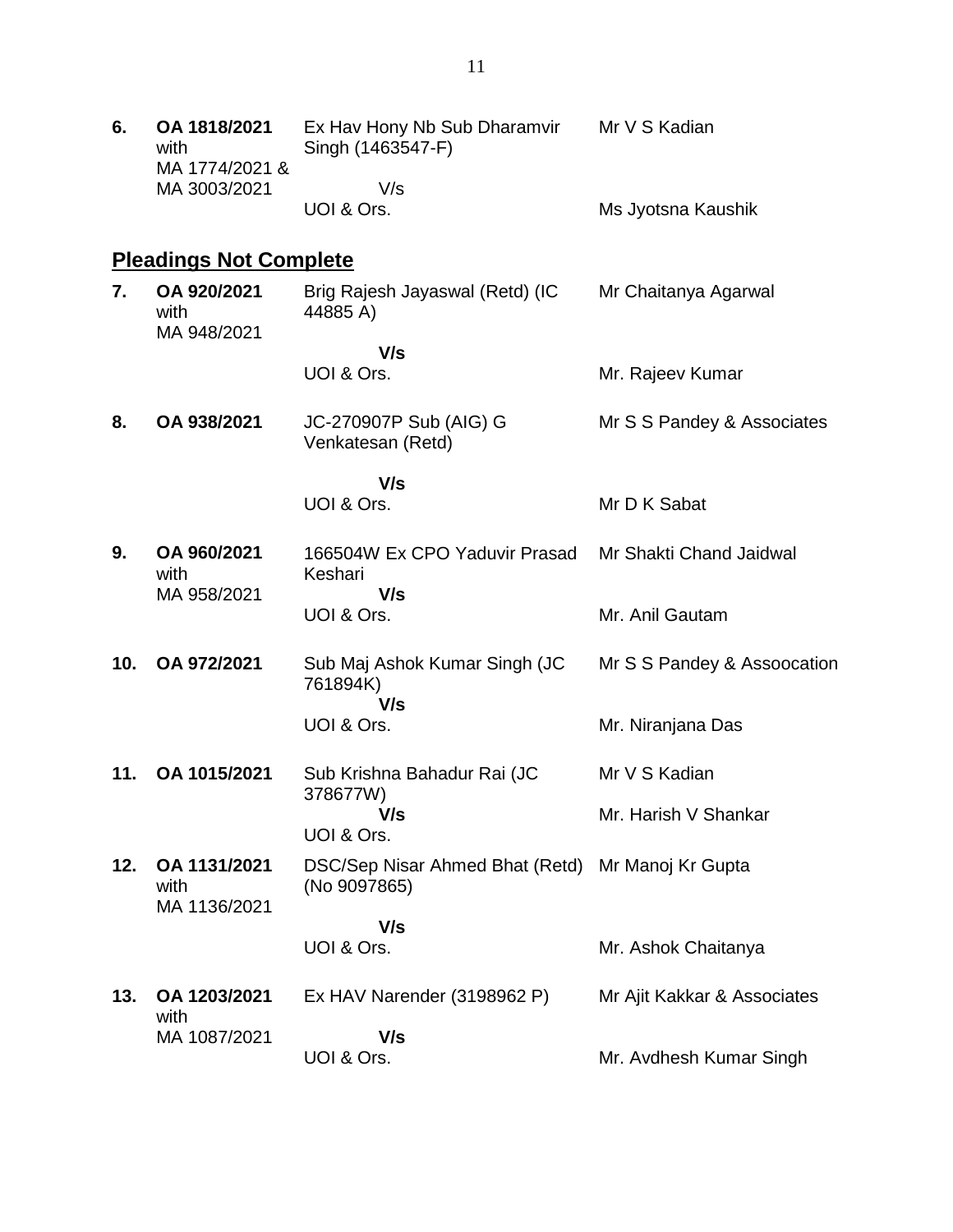| | | | |
|---|---|---|---|
| **6.** | **OA 1818/2021** with MA 1774/2021 & MA 3003/2021 | Ex Hav Hony Nb Sub Dharamvir Singh (1463547-F) V/s UOI & Ors. | Mr V S Kadian<br><br>Ms Jyotsna Kaushik |

## Pleadings Not Complete

| | | | |
|---|---|---|---|
| **7.** | **OA 920/2021** with MA 948/2021 | Brig Rajesh Jayaswal (Retd) (IC 44885 A) **V/s** UOI & Ors. | Mr Chaitanya Agarwal<br><br>Mr. Rajeev Kumar |
| **8.** | **OA 938/2021** | JC-270907P Sub (AIG) G Venkatesan (Retd) **V/s** UOI & Ors. | Mr S S Pandey & Associates<br><br>Mr D K Sabat |
| **9.** | **OA 960/2021** with MA 958/2021 | 166504W Ex CPO Yaduvir Prasad Keshari **V/s** UOI & Ors. | Mr Shakti Chand Jaidwal<br><br>Mr. Anil Gautam |
| **10.** | **OA 972/2021** | Sub Maj Ashok Kumar Singh (JC 761894K) **V/s** UOI & Ors. | Mr S S Pandey & Assoocation<br><br>Mr. Niranjana Das |
| **11.** | **OA 1015/2021** | Sub Krishna Bahadur Rai (JC 378677W) **V/s** UOI & Ors. | Mr V S Kadian<br><br>Mr. Harish V Shankar |
| **12.** | **OA 1131/2021** with MA 1136/2021 | DSC/Sep Nisar Ahmed Bhat (Retd) (No 9097865) **V/s** UOI & Ors. | Mr Manoj Kr Gupta<br><br>Mr. Ashok Chaitanya |
| **13.** | **OA 1203/2021** with MA 1087/2021 | Ex HAV Narender (3198962 P) **V/s** UOI & Ors. | Mr Ajit Kakkar & Associates<br><br>Mr. Avdhesh Kumar Singh |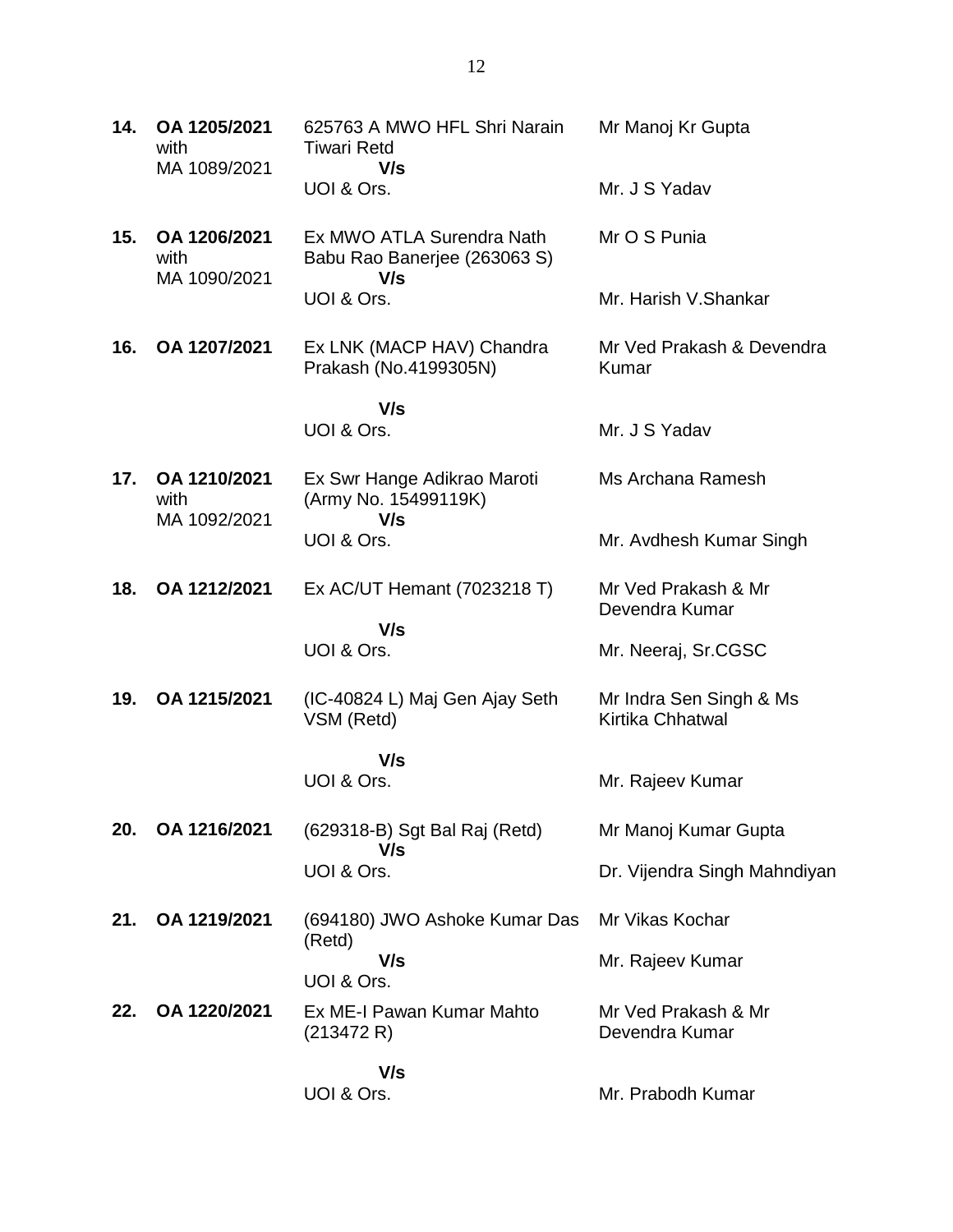| | | | |
|---|---|---|---|
| **14.** | **OA 1205/2021** with MA 1089/2021 | 625763 A MWO HFL Shri Narain Tiwari Retd **V/s** UOI & Ors. | Mr Manoj Kr Gupta<br><br>Mr. J S Yadav |
| **15.** | **OA 1206/2021** with MA 1090/2021 | Ex MWO ATLA Surendra Nath Babu Rao Banerjee (263063 S) **V/s** UOI & Ors. | Mr O S Punia<br><br>Mr. Harish V.Shankar |
| **16.** | **OA 1207/2021** | Ex LNK (MACP HAV) Chandra Prakash (No.4199305N) **V/s** UOI & Ors. | Mr Ved Prakash & Devendra Kumar<br><br>Mr. J S Yadav |
| **17.** | **OA 1210/2021** with MA 1092/2021 | Ex Swr Hange Adikrao Maroti (Army No. 15499119K) **V/s** UOI & Ors. | Ms Archana Ramesh<br><br>Mr. Avdhesh Kumar Singh |
| **18.** | **OA 1212/2021** | Ex AC/UT Hemant (7023218 T) **V/s** UOI & Ors. | Mr Ved Prakash & Mr Devendra Kumar<br><br>Mr. Neeraj, Sr.CGSC |
| **19.** | **OA 1215/2021** | (IC-40824 L) Maj Gen Ajay Seth VSM (Retd) **V/s** UOI & Ors. | Mr Indra Sen Singh & Ms Kirtika Chhatwal<br><br>Mr. Rajeev Kumar |
| **20.** | **OA 1216/2021** | (629318-B) Sgt Bal Raj (Retd) **V/s** UOI & Ors. | Mr Manoj Kumar Gupta<br><br>Dr. Vijendra Singh Mahndiyan |
| **21.** | **OA 1219/2021** | (694180) JWO Ashoke Kumar Das (Retd) **V/s** UOI & Ors. | Mr Vikas Kochar<br><br>Mr. Rajeev Kumar |
| **22.** | **OA 1220/2021** | Ex ME-I Pawan Kumar Mahto (213472 R) **V/s** UOI & Ors. | Mr Ved Prakash & Mr Devendra Kumar<br><br>Mr. Prabodh Kumar |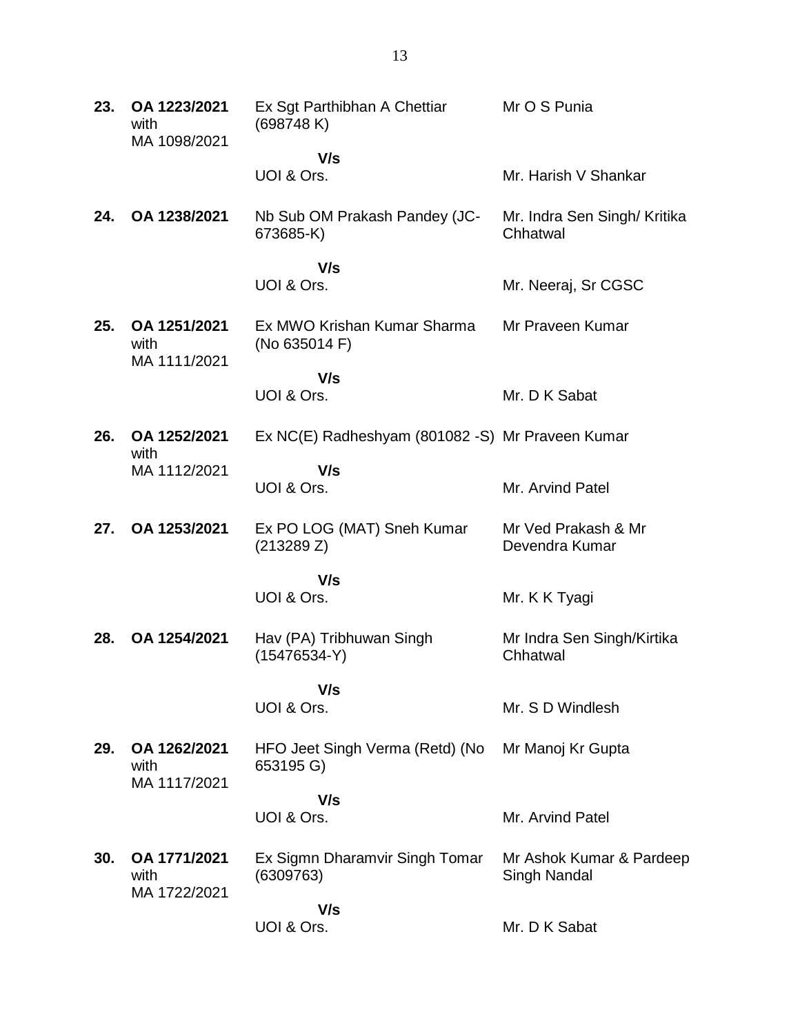| | | | |
|---|---|---|---|
| **23.** | **OA 1223/2021** with MA 1098/2021 | Ex Sgt Parthibhan A Chettiar (698748 K) | Mr O S Punia |
| | | **V/s** UOI & Ors. | Mr. Harish V Shankar |
| **24.** | **OA 1238/2021** | Nb Sub OM Prakash Pandey (JC-673685-K) | Mr. Indra Sen Singh/ Kritika Chhatwal |
| | | **V/s** UOI & Ors. | Mr. Neeraj, Sr CGSC |
| **25.** | **OA 1251/2021** with MA 1111/2021 | Ex MWO Krishan Kumar Sharma (No 635014 F) | Mr Praveen Kumar |
| | | **V/s** UOI & Ors. | Mr. D K Sabat |
| **26.** | **OA 1252/2021** with MA 1112/2021 | Ex NC(E) Radheshyam (801082 -S) | Mr Praveen Kumar |
| | | **V/s** UOI & Ors. | Mr. Arvind Patel |
| **27.** | **OA 1253/2021** | Ex PO LOG (MAT) Sneh Kumar (213289 Z) | Mr Ved Prakash & Mr Devendra Kumar |
| | | **V/s** UOI & Ors. | Mr. K K Tyagi |
| **28.** | **OA 1254/2021** | Hav (PA) Tribhuwan Singh (15476534-Y) | Mr Indra Sen Singh/Kirtika Chhatwal |
| | | **V/s** UOI & Ors. | Mr. S D Windlesh |
| **29.** | **OA 1262/2021** with MA 1117/2021 | HFO Jeet Singh Verma (Retd) (No 653195 G) | Mr Manoj Kr Gupta |
| | | **V/s** UOI & Ors. | Mr. Arvind Patel |
| **30.** | **OA 1771/2021** with MA 1722/2021 | Ex Sigmn Dharamvir Singh Tomar (6309763) | Mr Ashok Kumar & Pardeep Singh Nandal |
| | | **V/s** UOI & Ors. | Mr. D K Sabat |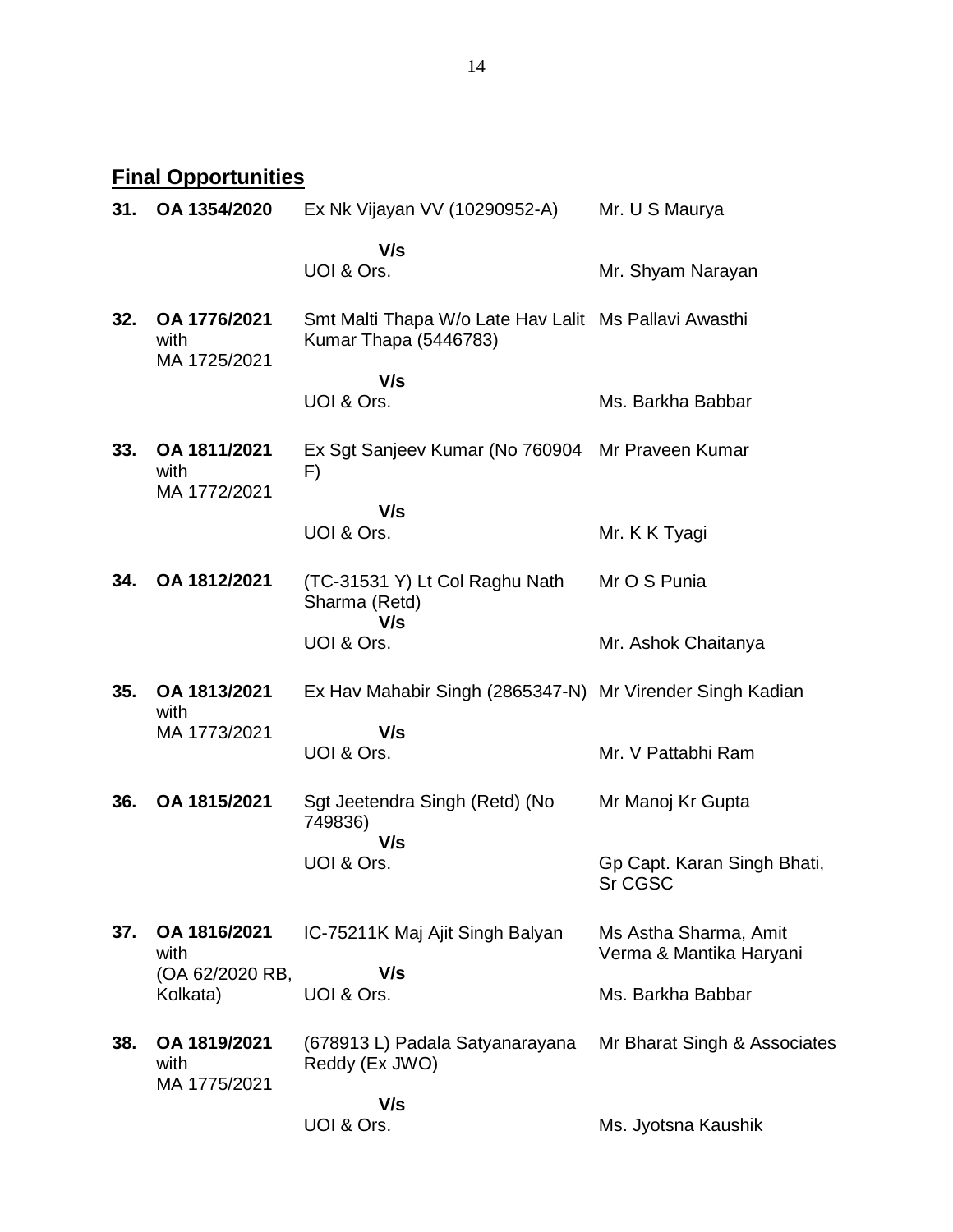## Final Opportunities

| No. | Case No. | Parties | Counsel |
|---|---|---|---|
| 31. | **OA 1354/2020** | Ex Nk Vijayan VV (10290952-A) | Mr. U S Maurya |
| | | **V/s** | |
| | | UOI & Ors. | Mr. Shyam Narayan |
| 32. | **OA 1776/2021** with MA 1725/2021 | Smt Malti Thapa W/o Late Hav Lalit Kumar Thapa (5446783) | Ms Pallavi Awasthi |
| | | **V/s** | |
| | | UOI & Ors. | Ms. Barkha Babbar |
| 33. | **OA 1811/2021** with MA 1772/2021 | Ex Sgt Sanjeev Kumar (No 760904 F) | Mr Praveen Kumar |
| | | **V/s** | |
| | | UOI & Ors. | Mr. K K Tyagi |
| 34. | **OA 1812/2021** | (TC-31531 Y) Lt Col Raghu Nath Sharma (Retd) | Mr O S Punia |
| | | **V/s** | |
| | | UOI & Ors. | Mr. Ashok Chaitanya |
| 35. | **OA 1813/2021** with MA 1773/2021 | Ex Hav Mahabir Singh (2865347-N) | Mr Virender Singh Kadian |
| | | **V/s** | |
| | | UOI & Ors. | Mr. V Pattabhi Ram |
| 36. | **OA 1815/2021** | Sgt Jeetendra Singh (Retd) (No 749836) | Mr Manoj Kr Gupta |
| | | **V/s** | |
| | | UOI & Ors. | Gp Capt. Karan Singh Bhati, Sr CGSC |
| 37. | **OA 1816/2021** with (OA 62/2020 RB, Kolkata) | IC-75211K Maj Ajit Singh Balyan | Ms Astha Sharma, Amit Verma & Mantika Haryani |
| | | **V/s** | |
| | | UOI & Ors. | Ms. Barkha Babbar |
| 38. | **OA 1819/2021** with MA 1775/2021 | (678913 L) Padala Satyanarayana Reddy (Ex JWO) | Mr Bharat Singh & Associates |
| | | **V/s** | |
| | | UOI & Ors. | Ms. Jyotsna Kaushik |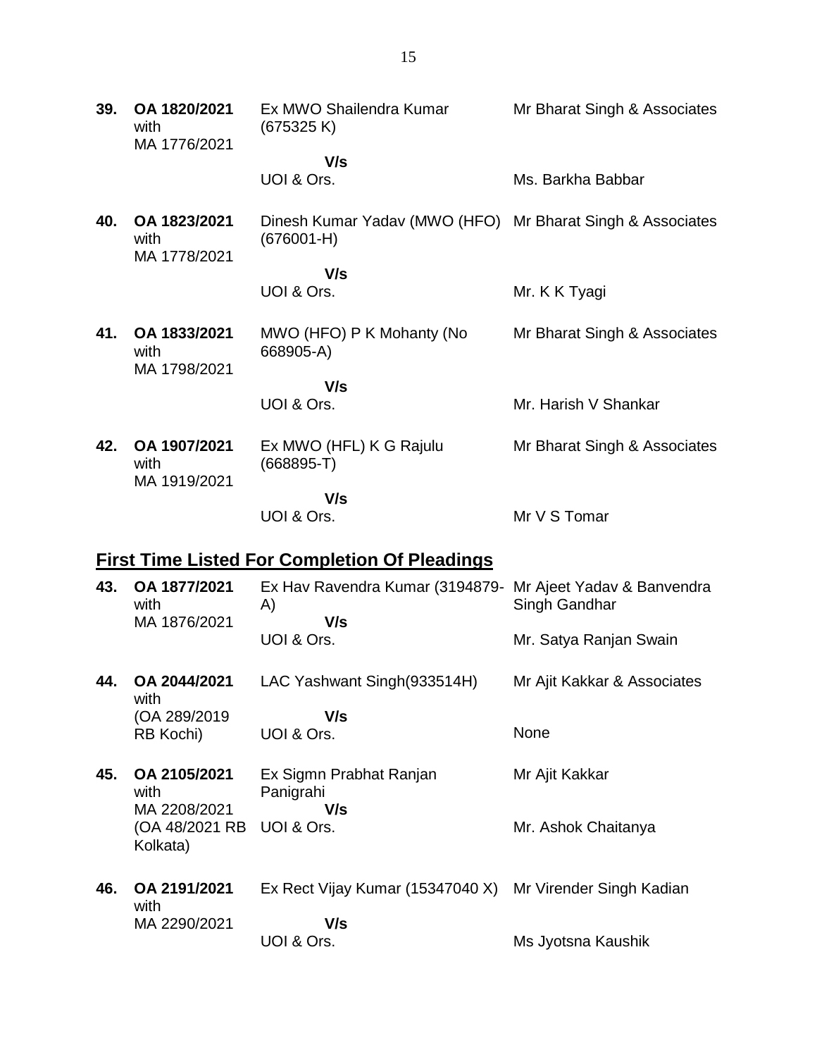| | | | |
|---|---|---|---|
| **39.** | **OA 1820/2021** with MA 1776/2021 | Ex MWO Shailendra Kumar (675325 K)<br>**V/s**<br>UOI & Ors. | Mr Bharat Singh & Associates<br><br>Ms. Barkha Babbar |
| **40.** | **OA 1823/2021** with MA 1778/2021 | Dinesh Kumar Yadav (MWO (HFO) (676001-H)<br>**V/s**<br>UOI & Ors. | Mr Bharat Singh & Associates<br><br>Mr. K K Tyagi |
| **41.** | **OA 1833/2021** with MA 1798/2021 | MWO (HFO) P K Mohanty (No 668905-A)<br>**V/s**<br>UOI & Ors. | Mr Bharat Singh & Associates<br><br>Mr. Harish V Shankar |
| **42.** | **OA 1907/2021** with MA 1919/2021 | Ex MWO (HFL) K G Rajulu (668895-T)<br>**V/s**<br>UOI & Ors. | Mr Bharat Singh & Associates<br><br>Mr V S Tomar |

## First Time Listed For Completion Of Pleadings

| | | | |
|---|---|---|---|
| **43.** | **OA 1877/2021** with MA 1876/2021 | Ex Hav Ravendra Kumar (3194879-A)<br>**V/s**<br>UOI & Ors. | Mr Ajeet Yadav & Banvendra Singh Gandhar<br><br>Mr. Satya Ranjan Swain |
| **44.** | **OA 2044/2021** with (OA 289/2019 RB Kochi) | LAC Yashwant Singh(933514H)<br>**V/s**<br>UOI & Ors. | Mr Ajit Kakkar & Associates<br><br>None |
| **45.** | **OA 2105/2021** with MA 2208/2021 (OA 48/2021 RB Kolkata) | Ex Sigmn Prabhat Ranjan Panigrahi<br>**V/s**<br>UOI & Ors. | Mr Ajit Kakkar<br><br>Mr. Ashok Chaitanya |
| **46.** | **OA 2191/2021** with MA 2290/2021 | Ex Rect Vijay Kumar (15347040 X)<br>**V/s**<br>UOI & Ors. | Mr Virender Singh Kadian<br><br>Ms Jyotsna Kaushik |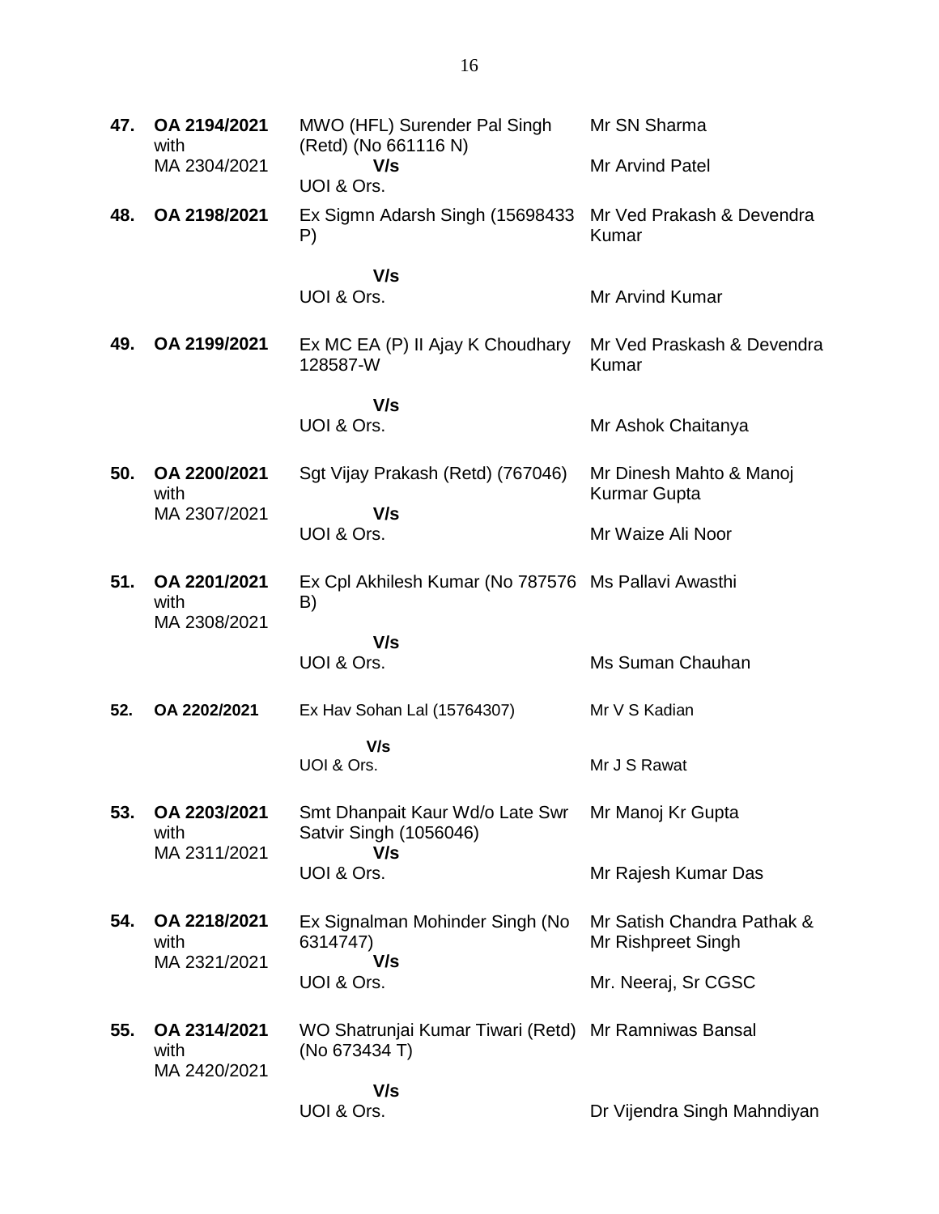| | | | |
|---|---|---|---|
| **47.** | **OA 2194/2021** with MA 2304/2021 | MWO (HFL) Surender Pal Singh (Retd) (No 661116 N) **V/s** UOI & Ors. | Mr SN Sharma<br><br>Mr Arvind Patel |
| **48.** | **OA 2198/2021** | Ex Sigmn Adarsh Singh (15698433 P) **V/s** UOI & Ors. | Mr Ved Prakash & Devendra Kumar<br><br>Mr Arvind Kumar |
| **49.** | **OA 2199/2021** | Ex MC EA (P) II Ajay K Choudhary 128587-W **V/s** UOI & Ors. | Mr Ved Praskash & Devendra Kumar<br><br>Mr Ashok Chaitanya |
| **50.** | **OA 2200/2021** with MA 2307/2021 | Sgt Vijay Prakash (Retd) (767046) **V/s** UOI & Ors. | Mr Dinesh Mahto & Manoj Kurmar Gupta<br><br>Mr Waize Ali Noor |
| **51.** | **OA 2201/2021** with MA 2308/2021 | Ex Cpl Akhilesh Kumar (No 787576 B) **V/s** UOI & Ors. | Ms Pallavi Awasthi<br><br>Ms Suman Chauhan |
| **52.** | **OA 2202/2021** | Ex Hav Sohan Lal (15764307) **V/s** UOI & Ors. | Mr V S Kadian<br><br>Mr J S Rawat |
| **53.** | **OA 2203/2021** with MA 2311/2021 | Smt Dhanpait Kaur Wd/o Late Swr Satvir Singh (1056046) **V/s** UOI & Ors. | Mr Manoj Kr Gupta<br><br>Mr Rajesh Kumar Das |
| **54.** | **OA 2218/2021** with MA 2321/2021 | Ex Signalman Mohinder Singh (No 6314747) **V/s** UOI & Ors. | Mr Satish Chandra Pathak & Mr Rishpreet Singh<br><br>Mr. Neeraj, Sr CGSC |
| **55.** | **OA 2314/2021** with MA 2420/2021 | WO Shatrunjai Kumar Tiwari (Retd) (No 673434 T) **V/s** UOI & Ors. | Mr Ramniwas Bansal<br><br>Dr Vijendra Singh Mahndiyan |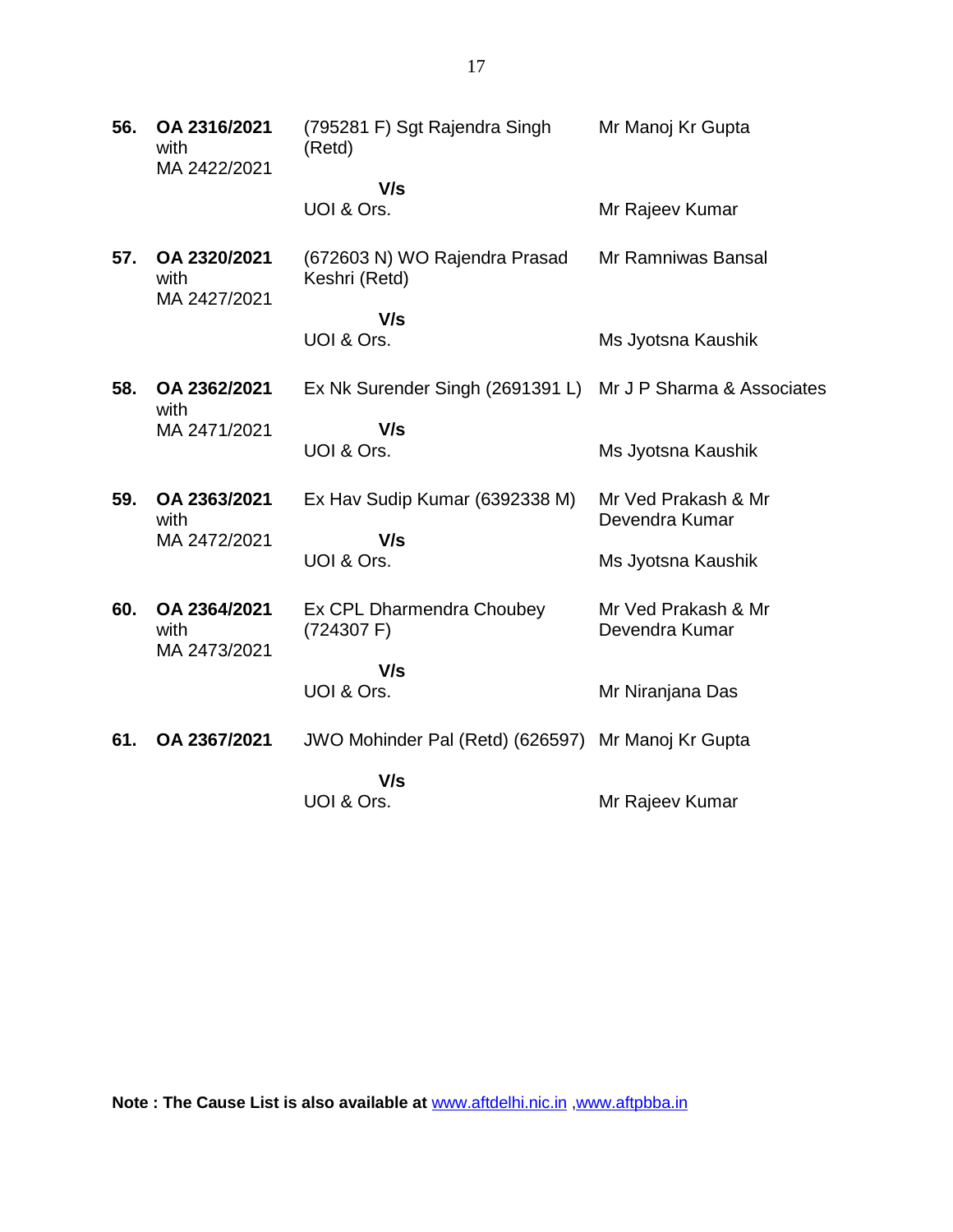| | | | |
|---|---|---|---|
| **56.** | **OA 2316/2021** with MA 2422/2021 | (795281 F) Sgt Rajendra Singh (Retd) | Mr Manoj Kr Gupta |
| | | **V/s** | |
| | | UOI & Ors. | Mr Rajeev Kumar |
| **57.** | **OA 2320/2021** with MA 2427/2021 | (672603 N) WO Rajendra Prasad Keshri (Retd) | Mr Ramniwas Bansal |
| | | **V/s** | |
| | | UOI & Ors. | Ms Jyotsna Kaushik |
| **58.** | **OA 2362/2021** with MA 2471/2021 | Ex Nk Surender Singh (2691391 L) | Mr J P Sharma & Associates |
| | | **V/s** | |
| | | UOI & Ors. | Ms Jyotsna Kaushik |
| **59.** | **OA 2363/2021** with MA 2472/2021 | Ex Hav Sudip Kumar (6392338 M) | Mr Ved Prakash & Mr Devendra Kumar |
| | | **V/s** | |
| | | UOI & Ors. | Ms Jyotsna Kaushik |
| **60.** | **OA 2364/2021** with MA 2473/2021 | Ex CPL Dharmendra Choubey (724307 F) | Mr Ved Prakash & Mr Devendra Kumar |
| | | **V/s** | |
| | | UOI & Ors. | Mr Niranjana Das |
| **61.** | **OA 2367/2021** | JWO Mohinder Pal (Retd) (626597) | Mr Manoj Kr Gupta |
| | | **V/s** | |
| | | UOI & Ors. | Mr Rajeev Kumar |

**Note : The Cause List is also available at** www.aftdelhi.nic.in ,www.aftpbba.in